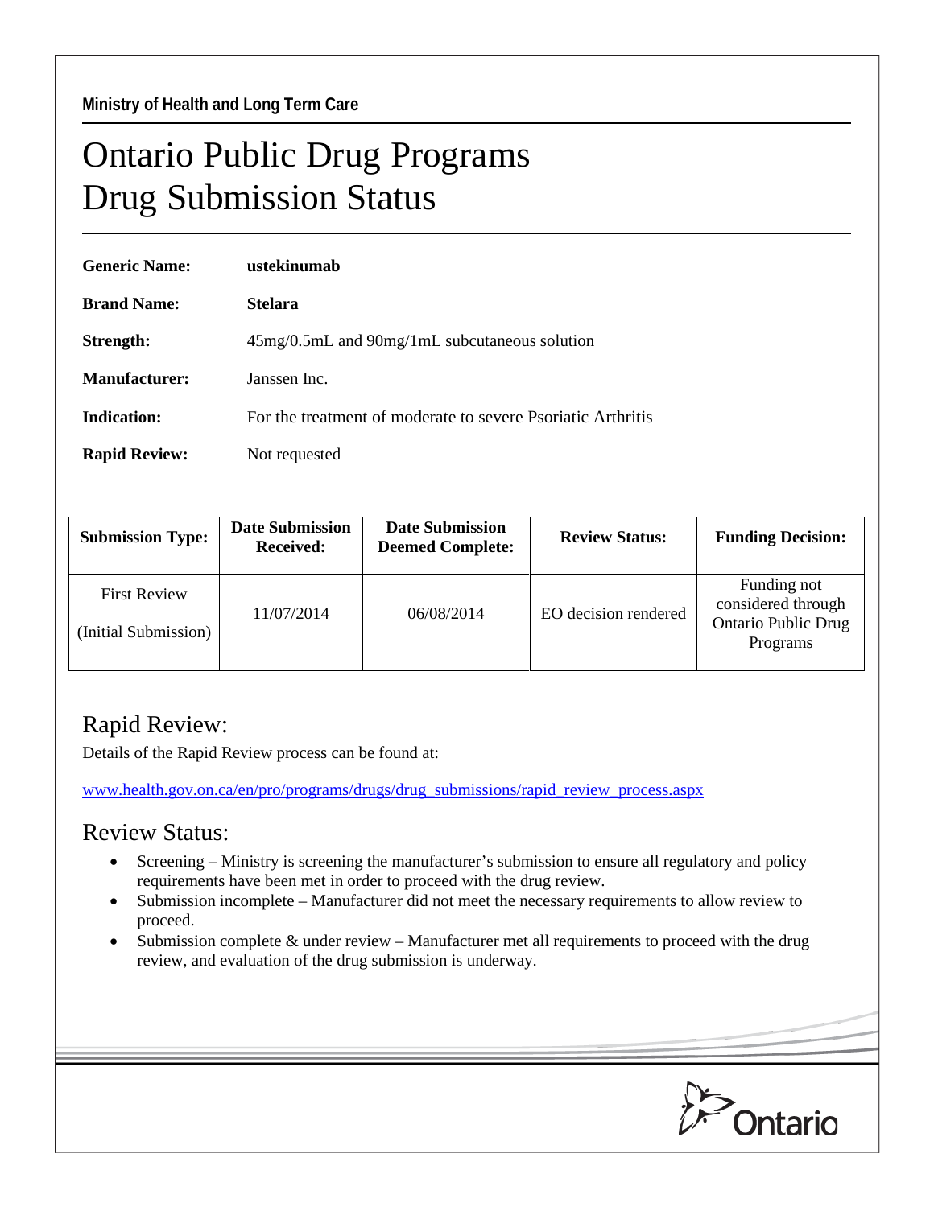Ministry of Health and Long Term Care

# Ontario Public Drug Programs
# Drug Submission Status

**Generic Name:** **ustekinumab**

**Brand Name:** **Stelara**

**Strength:** 45mg/0.5mL and 90mg/1mL subcutaneous solution

**Manufacturer:** Janssen Inc.

**Indication:** For the treatment of moderate to severe Psoriatic Arthritis

**Rapid Review:** Not requested

| Submission Type: | Date Submission Received: | Date Submission Deemed Complete: | Review Status: | Funding Decision: |
|---|---|---|---|---|
| First Review (Initial Submission) | 11/07/2014 | 06/08/2014 | EO decision rendered | Funding not considered through Ontario Public Drug Programs |

## Rapid Review:

Details of the Rapid Review process can be found at:

www.health.gov.on.ca/en/pro/programs/drugs/drug_submissions/rapid_review_process.aspx

## Review Status:

- Screening – Ministry is screening the manufacturer's submission to ensure all regulatory and policy requirements have been met in order to proceed with the drug review.
- Submission incomplete – Manufacturer did not meet the necessary requirements to allow review to proceed.
- Submission complete & under review – Manufacturer met all requirements to proceed with the drug review, and evaluation of the drug submission is underway.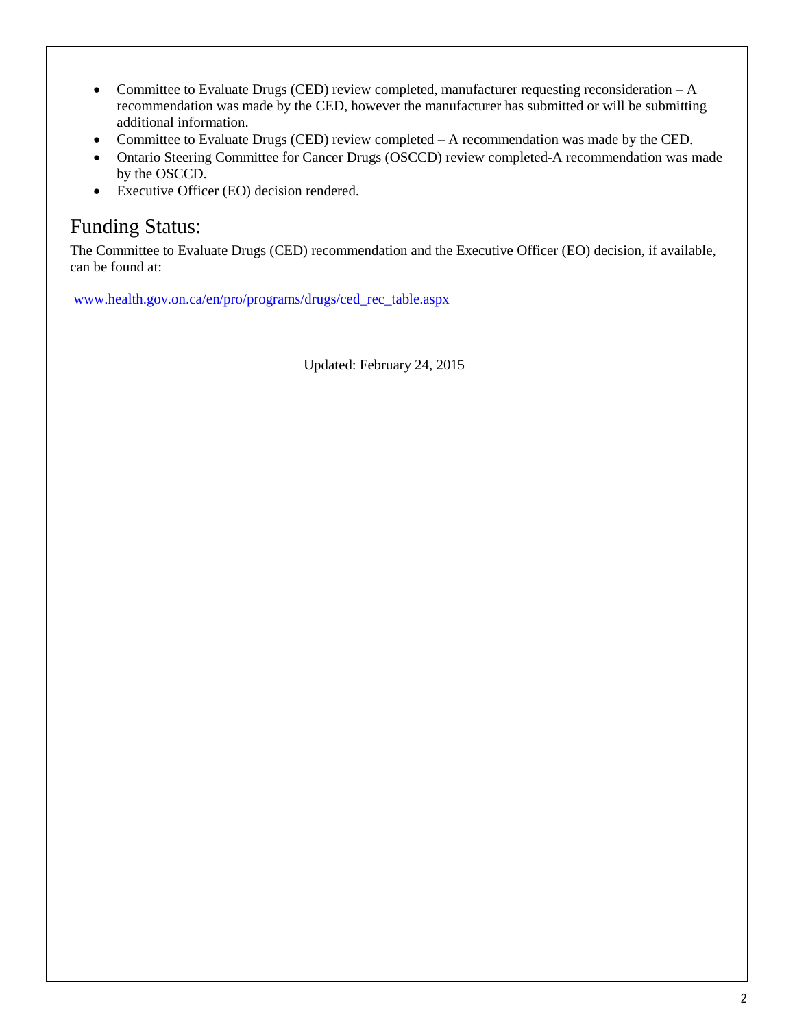- Committee to Evaluate Drugs (CED) review completed, manufacturer requesting reconsideration – A recommendation was made by the CED, however the manufacturer has submitted or will be submitting additional information.
- Committee to Evaluate Drugs (CED) review completed – A recommendation was made by the CED.
- Ontario Steering Committee for Cancer Drugs (OSCCD) review completed-A recommendation was made by the OSCCD.
- Executive Officer (EO) decision rendered.

## Funding Status:

The Committee to Evaluate Drugs (CED) recommendation and the Executive Officer (EO) decision, if available, can be found at:

www.health.gov.on.ca/en/pro/programs/drugs/ced_rec_table.aspx

Updated: February 24, 2015